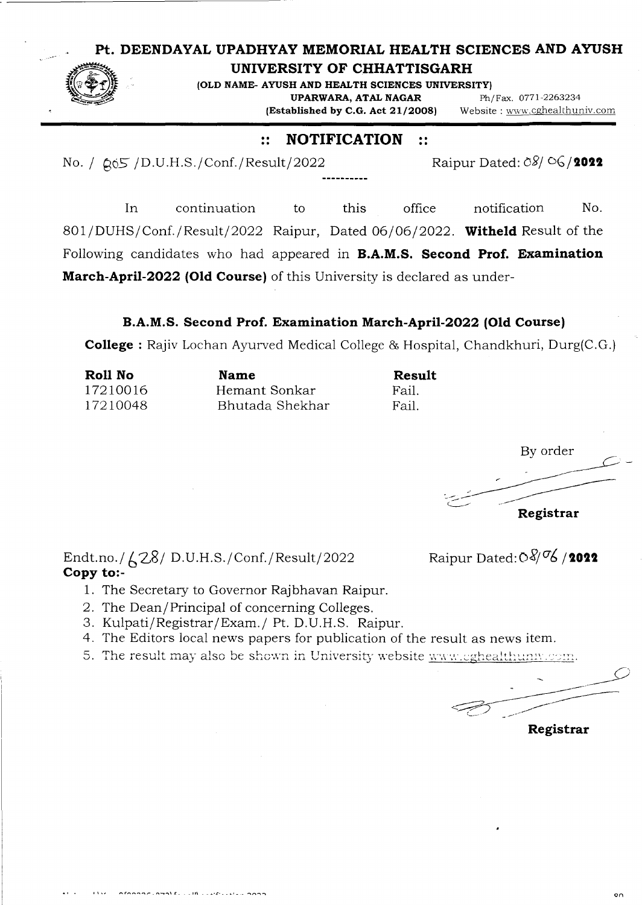# Pt. DEENDAYAL UPADHYAY MEMORIAL HEALTH SCIENCES AND AYUSH UNIVERSITY OF CHHATTISGARH

**(OLD NAME- AYUSH AND HEALTH SCIENCES UNIVERSITY)**

**UPARWARA, ATAL NAGAR** Ph/Fax. 0771-2263234

**(Established by C.G. Act 21/2008)** Website : www.cghealthuniv.com

## :: NOTIFICATION ::

No. / 805 /D.U.H.S./Conf./Result/2022 Raipur Dated: 08/ 06/**2022**

----------

In continuation to this office notification No. 801/DUHS/Conf./Result/2022 Raipur, Dated 06/06/2022. **Witheld** Result of the Following candidates who had appeared in **B.A.M.S. Second Prof. Examination March-April-2022 (Old Course)** of this University is declared as under-

### B.A.M.S. Second Prof. Examination March-April-2022 (Old Course)

**College :** Rajiv Lochan Ayurved Medical College & Hospital, Chandkhuri, Durg(C.G.)

| Roll No | Name | Result |
|---|---|---|
| 17210016 | Hemant Sonkar | Fail. |
| 17210048 | Bhutada Shekhar | Fail. |

By order

**Registrar**

Endt.no./ 628/ D.U.H.S./Conf./Result/2022 Raipur Dated: 08/06 /**2022**

**Copy to:-**

1. The Secretary to Governor Rajbhavan Raipur.
2. The Dean/Principal of concerning Colleges.
3. Kulpati/Registrar/Exam./ Pt. D.U.H.S. Raipur.
4. The Editors local news papers for publication of the result as news item.
5. The result may also be shown in University website www.cghealthuniv.com.

**Registrar**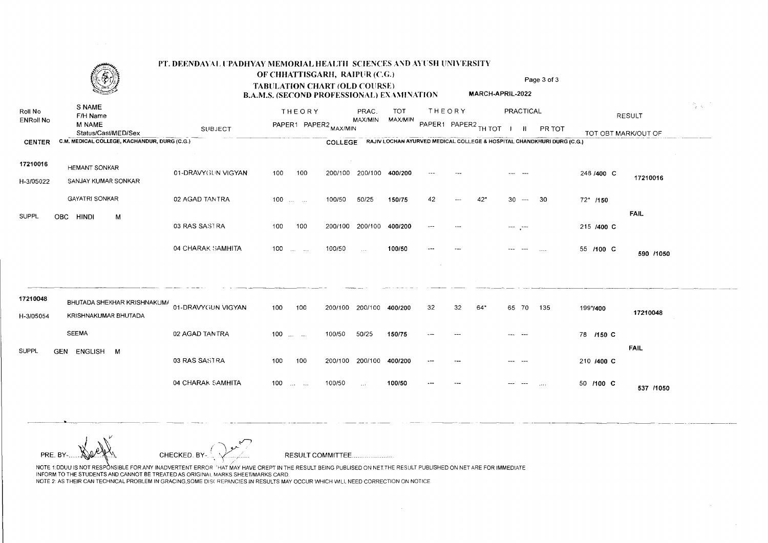# PT. DEENDAYAL UPADHYAY MEMORIAL HEALTH SCIENCES AND AYUSH UNIVERSITY
## OF CHHATTISGARH, RAIPUR (C.G.)
### TABULATION CHART (OLD COURSE)
### B.A.M.S. (SECOND PROFESSIONAL) EXAMINATION

MARCH-APRIL-2022

| Roll No / ENRoll No | S NAME / F/H Name / M NAME / Status/Cast/MED/Sex | SUBJECT | THEORY PAPER1 | THEORY PAPER2 | MAX/MIN | PRAC. MAX/MIN | TOT MAX/MIN | THEORY PAPER1 | THEORY PAPER2 | TH TOT | PRACTICAL I | PRACTICAL II | PR TOT | TOT OBT MARK/OUT OF | RESULT |
|---|---|---|---|---|---|---|---|---|---|---|---|---|---|---|---|
| CENTER | C.M. MEDICAL COLLEGE, KACHANDUR, DURG (C.G.) | COLLEGE | RAJIV LOCHAN AYURVED MEDICAL COLLEGE & HOSPITAL CHANDKHURI DURG (C.G.) | | | | | | | | | | | | |
| 17210016 | HEMANT SONKAR | 01-DRAVYGUN VIGYAN | 100 | 100 | 200/100 | 200/100 | 400/200 | --- | --- | | --- | --- | | 248 /400 C | 17210016 |
| H-3/05022 | SANJAY KUMAR SONKAR | 02 AGAD TANTRA | 100 | ... | 100/50 | 50/25 | 150/75 | 42 | --- | 42* | 30 | --- | 30 | 72* /150 | |
| SUPPL | GAYATRI SONKAR | 03 RAS SASTRA | 100 | 100 | 200/100 | 200/100 | 400/200 | --- | --- | | --- | --- | | 215 /400 C | FAIL |
| | OBC HINDI M | 04 CHARAK SAMHITA | 100 | ... | 100/50 | ... | 100/50 | --- | --- | | --- | --- | .... | 55 /100 C | 590 /1050 |
| 17210048 | BHUTADA SHEKHAR KRISHNAKUMA | 01-DRAVYGUN VIGYAN | 100 | 100 | 200/100 | 200/100 | 400/200 | 32 | 32 | 64* | 65 | 70 | 135 | 199*/400 | 17210048 |
| H-3/05054 | KRISHNAKUMAR BHUTADA | 02 AGAD TANTRA | 100 | ... | 100/50 | 50/25 | 150/75 | --- | --- | | --- | --- | | 78 /150 C | |
| SUPPL | SEEMA | 03 RAS SASTRA | 100 | 100 | 200/100 | 200/100 | 400/200 | --- | --- | | --- | --- | | 210 /400 C | FAIL |
| | GEN ENGLISH M | 04 CHARAK SAMHITA | 100 | ... | 100/50 | ... | 100/50 | --- | --- | | --- | --- | .... | 50 /100 C | 537 /1050 |

PRE. BY-........ CHECKED. BY-........ RESULT COMMITTEE......................

NOTE 1:DDUU IS NOT RESPONSIBLE FOR ANY INADVERTENT ERROR THAT MAY HAVE CREPT IN THE RESULT BEING PUBLISED ON NET.THE RESULT PUBLISHED ON NET ARE FOR IMMEDIATE INFORM TO THE STUDENTS AND CANNOT BE TREATED AS ORIGINAL MARKS SHEET/MARKS CARD.

NOTE 2: AS THEIR CAN TECHNICAL PROBLEM IN GRACING,SOME DISCREPANCIES IN RESULTS MAY OCCUR WHICH WILL NEED CORRECTION ON NOTICE